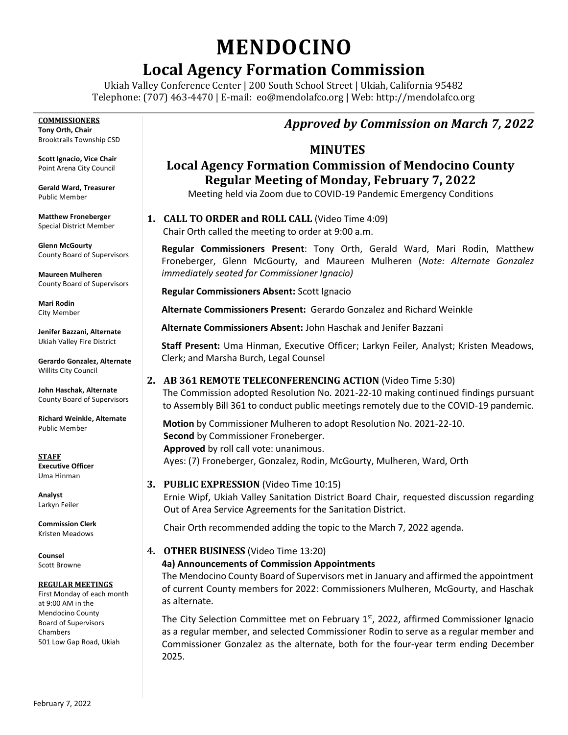# MENDOCINO

## Local Agency Formation Commission

Ukiah Valley Conference Center | 200 South School Street | Ukiah, California 95482
Telephone: (707) 463-4470 | E-mail: eo@mendolafco.org | Web: http://mendolafco.org

**COMMISSIONERS**

**Tony Orth, Chair**
Brooktrails Township CSD

**Scott Ignacio, Vice Chair**
Point Arena City Council

**Gerald Ward, Treasurer**
Public Member

**Matthew Froneberger**
Special District Member

**Glenn McGourty**
County Board of Supervisors

**Maureen Mulheren**
County Board of Supervisors

**Mari Rodin**
City Member

**Jenifer Bazzani, Alternate**
Ukiah Valley Fire District

**Gerardo Gonzalez, Alternate**
Willits City Council

**John Haschak, Alternate**
County Board of Supervisors

**Richard Weinkle, Alternate**
Public Member

**STAFF**

**Executive Officer**
Uma Hinman

**Analyst**
Larkyn Feiler

**Commission Clerk**
Kristen Meadows

**Counsel**
Scott Browne

**REGULAR MEETINGS**

First Monday of each month at 9:00 AM in the Mendocino County Board of Supervisors Chambers 501 Low Gap Road, Ukiah

***Approved by Commission on March 7, 2022***

## MINUTES

## Local Agency Formation Commission of Mendocino County Regular Meeting of Monday, February 7, 2022

Meeting held via Zoom due to COVID-19 Pandemic Emergency Conditions

**1. CALL TO ORDER and ROLL CALL** (Video Time 4:09)

Chair Orth called the meeting to order at 9:00 a.m.

**Regular Commissioners Present**: Tony Orth, Gerald Ward, Mari Rodin, Matthew Froneberger, Glenn McGourty, and Maureen Mulheren (*Note: Alternate Gonzalez immediately seated for Commissioner Ignacio)*

**Regular Commissioners Absent:** Scott Ignacio

**Alternate Commissioners Present:** Gerardo Gonzalez and Richard Weinkle

**Alternate Commissioners Absent:** John Haschak and Jenifer Bazzani

**Staff Present:** Uma Hinman, Executive Officer; Larkyn Feiler, Analyst; Kristen Meadows, Clerk; and Marsha Burch, Legal Counsel

**2. AB 361 REMOTE TELECONFERENCING ACTION** (Video Time 5:30)

The Commission adopted Resolution No. 2021-22-10 making continued findings pursuant to Assembly Bill 361 to conduct public meetings remotely due to the COVID-19 pandemic.

**Motion** by Commissioner Mulheren to adopt Resolution No. 2021-22-10.
**Second** by Commissioner Froneberger.
**Approved** by roll call vote: unanimous.
Ayes: (7) Froneberger, Gonzalez, Rodin, McGourty, Mulheren, Ward, Orth

**3. PUBLIC EXPRESSION** (Video Time 10:15)

Ernie Wipf, Ukiah Valley Sanitation District Board Chair, requested discussion regarding Out of Area Service Agreements for the Sanitation District.

Chair Orth recommended adding the topic to the March 7, 2022 agenda.

**4. OTHER BUSINESS** (Video Time 13:20)

**4a) Announcements of Commission Appointments**

The Mendocino County Board of Supervisors met in January and affirmed the appointment of current County members for 2022: Commissioners Mulheren, McGourty, and Haschak as alternate.

The City Selection Committee met on February 1st, 2022, affirmed Commissioner Ignacio as a regular member, and selected Commissioner Rodin to serve as a regular member and Commissioner Gonzalez as the alternate, both for the four-year term ending December 2025.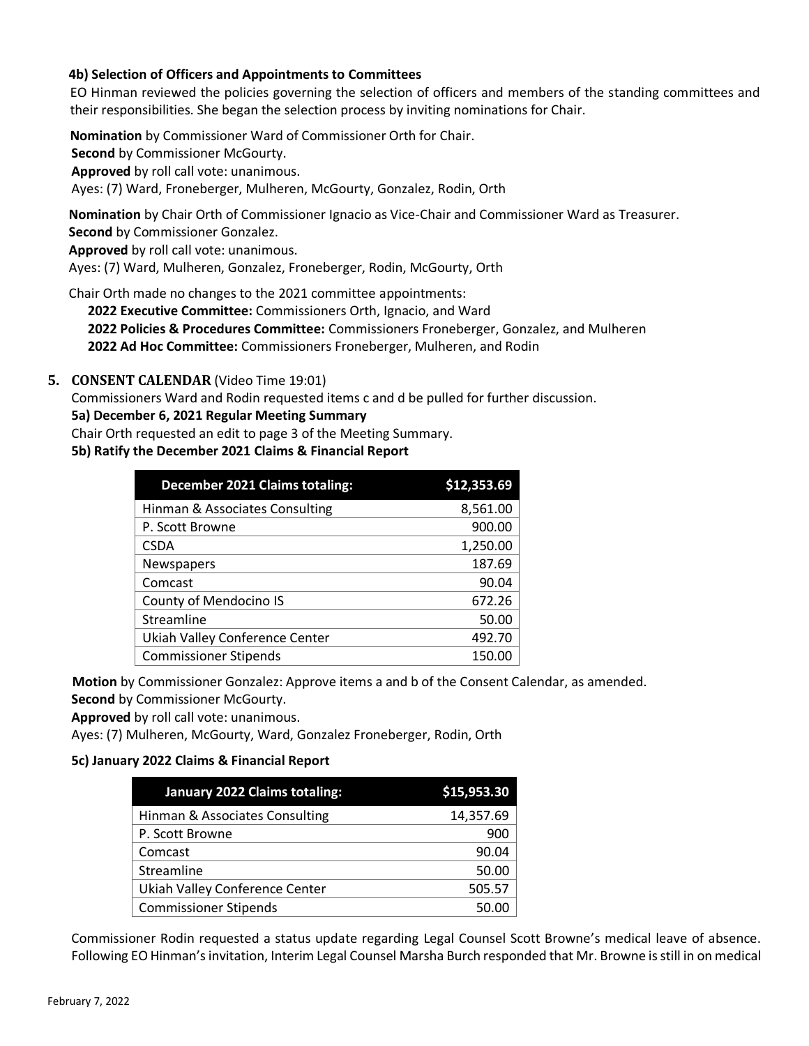#### 4b) Selection of Officers and Appointments to Committees

EO Hinman reviewed the policies governing the selection of officers and members of the standing committees and their responsibilities. She began the selection process by inviting nominations for Chair.

**Nomination** by Commissioner Ward of Commissioner Orth for Chair.
**Second** by Commissioner McGourty.
**Approved** by roll call vote: unanimous.
Ayes: (7) Ward, Froneberger, Mulheren, McGourty, Gonzalez, Rodin, Orth

**Nomination** by Chair Orth of Commissioner Ignacio as Vice-Chair and Commissioner Ward as Treasurer.
**Second** by Commissioner Gonzalez.
**Approved** by roll call vote: unanimous.
Ayes: (7) Ward, Mulheren, Gonzalez, Froneberger, Rodin, McGourty, Orth

Chair Orth made no changes to the 2021 committee appointments:
**2022 Executive Committee:** Commissioners Orth, Ignacio, and Ward
**2022 Policies & Procedures Committee:** Commissioners Froneberger, Gonzalez, and Mulheren
**2022 Ad Hoc Committee:** Commissioners Froneberger, Mulheren, and Rodin

### 5. CONSENT CALENDAR (Video Time 19:01)

Commissioners Ward and Rodin requested items c and d be pulled for further discussion.

#### 5a) December 6, 2021 Regular Meeting Summary

Chair Orth requested an edit to page 3 of the Meeting Summary.

#### 5b) Ratify the December 2021 Claims & Financial Report

| December 2021 Claims totaling: | $12,353.69 |
|---|---|
| Hinman & Associates Consulting | 8,561.00 |
| P. Scott Browne | 900.00 |
| CSDA | 1,250.00 |
| Newspapers | 187.69 |
| Comcast | 90.04 |
| County of Mendocino IS | 672.26 |
| Streamline | 50.00 |
| Ukiah Valley Conference Center | 492.70 |
| Commissioner Stipends | 150.00 |

**Motion** by Commissioner Gonzalez: Approve items a and b of the Consent Calendar, as amended.
**Second** by Commissioner McGourty.
**Approved** by roll call vote: unanimous.
Ayes: (7) Mulheren, McGourty, Ward, Gonzalez Froneberger, Rodin, Orth

#### 5c) January 2022 Claims & Financial Report

| January 2022 Claims totaling: | $15,953.30 |
|---|---|
| Hinman & Associates Consulting | 14,357.69 |
| P. Scott Browne | 900 |
| Comcast | 90.04 |
| Streamline | 50.00 |
| Ukiah Valley Conference Center | 505.57 |
| Commissioner Stipends | 50.00 |

Commissioner Rodin requested a status update regarding Legal Counsel Scott Browne's medical leave of absence. Following EO Hinman's invitation, Interim Legal Counsel Marsha Burch responded that Mr. Browne is still in on medical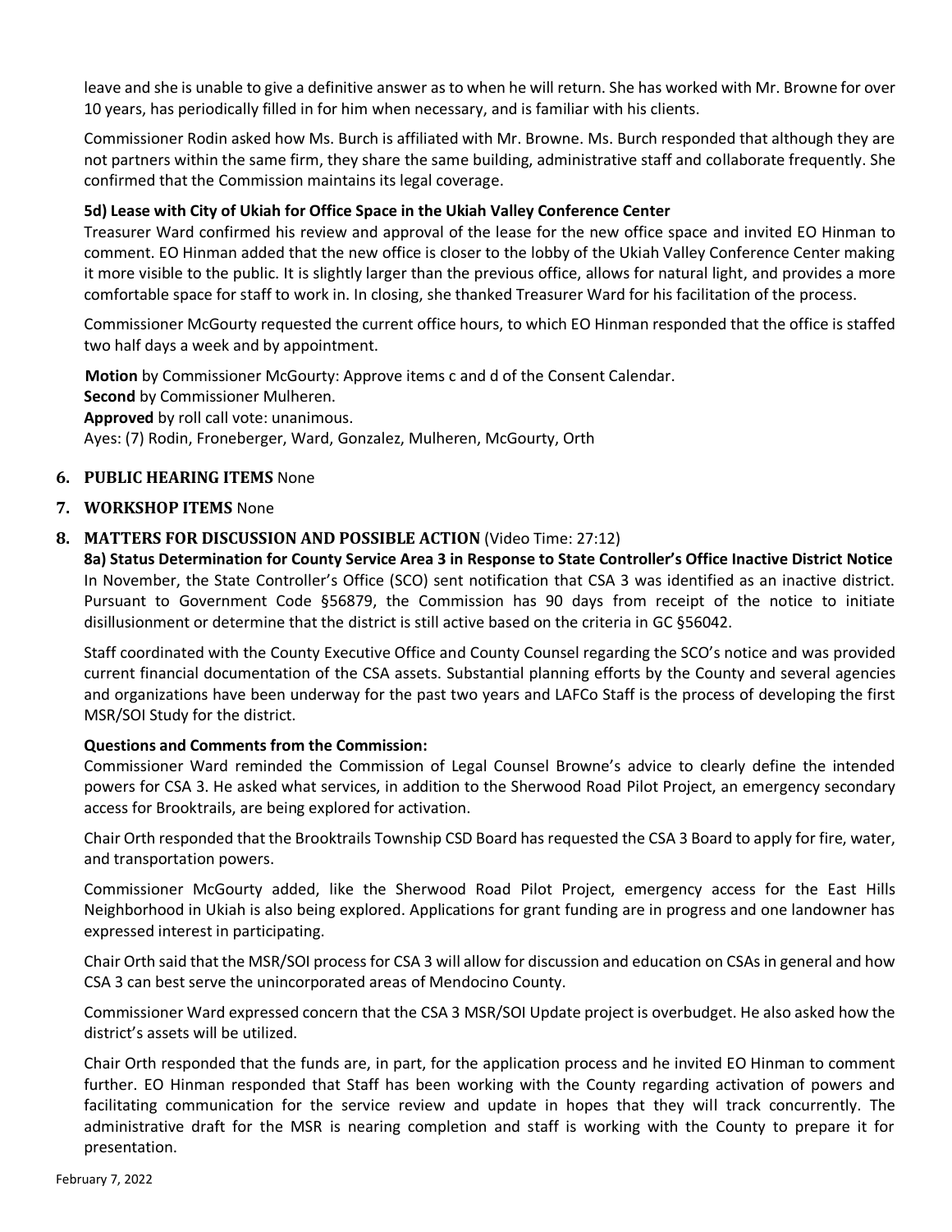leave and she is unable to give a definitive answer as to when he will return. She has worked with Mr. Browne for over 10 years, has periodically filled in for him when necessary, and is familiar with his clients.

Commissioner Rodin asked how Ms. Burch is affiliated with Mr. Browne. Ms. Burch responded that although they are not partners within the same firm, they share the same building, administrative staff and collaborate frequently. She confirmed that the Commission maintains its legal coverage.

**5d) Lease with City of Ukiah for Office Space in the Ukiah Valley Conference Center**

Treasurer Ward confirmed his review and approval of the lease for the new office space and invited EO Hinman to comment. EO Hinman added that the new office is closer to the lobby of the Ukiah Valley Conference Center making it more visible to the public. It is slightly larger than the previous office, allows for natural light, and provides a more comfortable space for staff to work in. In closing, she thanked Treasurer Ward for his facilitation of the process.

Commissioner McGourty requested the current office hours, to which EO Hinman responded that the office is staffed two half days a week and by appointment.

**Motion** by Commissioner McGourty: Approve items c and d of the Consent Calendar.
**Second** by Commissioner Mulheren.
**Approved** by roll call vote: unanimous.
Ayes: (7) Rodin, Froneberger, Ward, Gonzalez, Mulheren, McGourty, Orth

## 6. PUBLIC HEARING ITEMS None

## 7. WORKSHOP ITEMS None

## 8. MATTERS FOR DISCUSSION AND POSSIBLE ACTION (Video Time: 27:12)

**8a) Status Determination for County Service Area 3 in Response to State Controller's Office Inactive District Notice**

In November, the State Controller's Office (SCO) sent notification that CSA 3 was identified as an inactive district. Pursuant to Government Code §56879, the Commission has 90 days from receipt of the notice to initiate disillusionment or determine that the district is still active based on the criteria in GC §56042.

Staff coordinated with the County Executive Office and County Counsel regarding the SCO's notice and was provided current financial documentation of the CSA assets. Substantial planning efforts by the County and several agencies and organizations have been underway for the past two years and LAFCo Staff is the process of developing the first MSR/SOI Study for the district.

**Questions and Comments from the Commission:**

Commissioner Ward reminded the Commission of Legal Counsel Browne's advice to clearly define the intended powers for CSA 3. He asked what services, in addition to the Sherwood Road Pilot Project, an emergency secondary access for Brooktrails, are being explored for activation.

Chair Orth responded that the Brooktrails Township CSD Board has requested the CSA 3 Board to apply for fire, water, and transportation powers.

Commissioner McGourty added, like the Sherwood Road Pilot Project, emergency access for the East Hills Neighborhood in Ukiah is also being explored. Applications for grant funding are in progress and one landowner has expressed interest in participating.

Chair Orth said that the MSR/SOI process for CSA 3 will allow for discussion and education on CSAs in general and how CSA 3 can best serve the unincorporated areas of Mendocino County.

Commissioner Ward expressed concern that the CSA 3 MSR/SOI Update project is overbudget. He also asked how the district's assets will be utilized.

Chair Orth responded that the funds are, in part, for the application process and he invited EO Hinman to comment further. EO Hinman responded that Staff has been working with the County regarding activation of powers and facilitating communication for the service review and update in hopes that they will track concurrently. The administrative draft for the MSR is nearing completion and staff is working with the County to prepare it for presentation.

February 7, 2022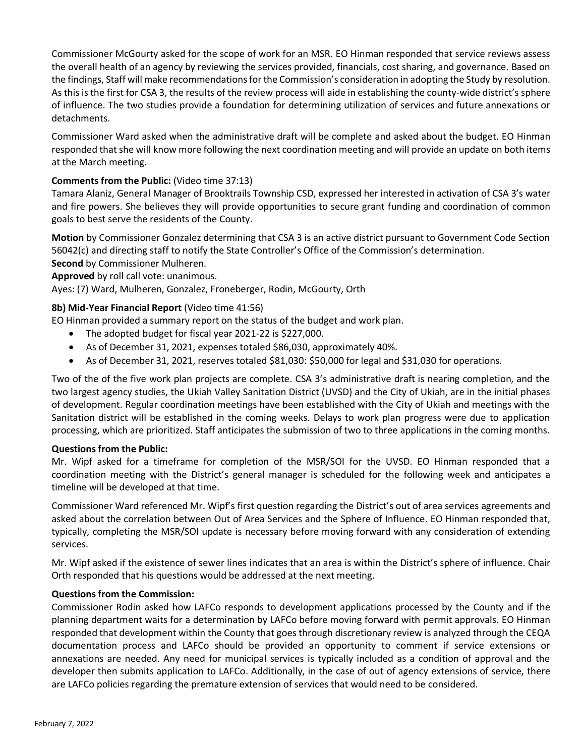Commissioner McGourty asked for the scope of work for an MSR. EO Hinman responded that service reviews assess the overall health of an agency by reviewing the services provided, financials, cost sharing, and governance. Based on the findings, Staff will make recommendations for the Commission's consideration in adopting the Study by resolution. As this is the first for CSA 3, the results of the review process will aide in establishing the county-wide district's sphere of influence. The two studies provide a foundation for determining utilization of services and future annexations or detachments.

Commissioner Ward asked when the administrative draft will be complete and asked about the budget. EO Hinman responded that she will know more following the next coordination meeting and will provide an update on both items at the March meeting.

**Comments from the Public:** (Video time 37:13)
Tamara Alaniz, General Manager of Brooktrails Township CSD, expressed her interested in activation of CSA 3's water and fire powers. She believes they will provide opportunities to secure grant funding and coordination of common goals to best serve the residents of the County.

**Motion** by Commissioner Gonzalez determining that CSA 3 is an active district pursuant to Government Code Section 56042(c) and directing staff to notify the State Controller's Office of the Commission's determination.
**Second** by Commissioner Mulheren.
**Approved** by roll call vote: unanimous.
Ayes: (7) Ward, Mulheren, Gonzalez, Froneberger, Rodin, McGourty, Orth

**8b) Mid-Year Financial Report** (Video time 41:56)
EO Hinman provided a summary report on the status of the budget and work plan.

- The adopted budget for fiscal year 2021-22 is $227,000.
- As of December 31, 2021, expenses totaled $86,030, approximately 40%.
- As of December 31, 2021, reserves totaled $81,030: $50,000 for legal and $31,030 for operations.

Two of the of the five work plan projects are complete. CSA 3's administrative draft is nearing completion, and the two largest agency studies, the Ukiah Valley Sanitation District (UVSD) and the City of Ukiah, are in the initial phases of development. Regular coordination meetings have been established with the City of Ukiah and meetings with the Sanitation district will be established in the coming weeks. Delays to work plan progress were due to application processing, which are prioritized. Staff anticipates the submission of two to three applications in the coming months.

**Questions from the Public:**
Mr. Wipf asked for a timeframe for completion of the MSR/SOI for the UVSD. EO Hinman responded that a coordination meeting with the District's general manager is scheduled for the following week and anticipates a timeline will be developed at that time.

Commissioner Ward referenced Mr. Wipf's first question regarding the District's out of area services agreements and asked about the correlation between Out of Area Services and the Sphere of Influence. EO Hinman responded that, typically, completing the MSR/SOI update is necessary before moving forward with any consideration of extending services.

Mr. Wipf asked if the existence of sewer lines indicates that an area is within the District's sphere of influence. Chair Orth responded that his questions would be addressed at the next meeting.

**Questions from the Commission:**
Commissioner Rodin asked how LAFCo responds to development applications processed by the County and if the planning department waits for a determination by LAFCo before moving forward with permit approvals. EO Hinman responded that development within the County that goes through discretionary review is analyzed through the CEQA documentation process and LAFCo should be provided an opportunity to comment if service extensions or annexations are needed. Any need for municipal services is typically included as a condition of approval and the developer then submits application to LAFCo. Additionally, in the case of out of agency extensions of service, there are LAFCo policies regarding the premature extension of services that would need to be considered.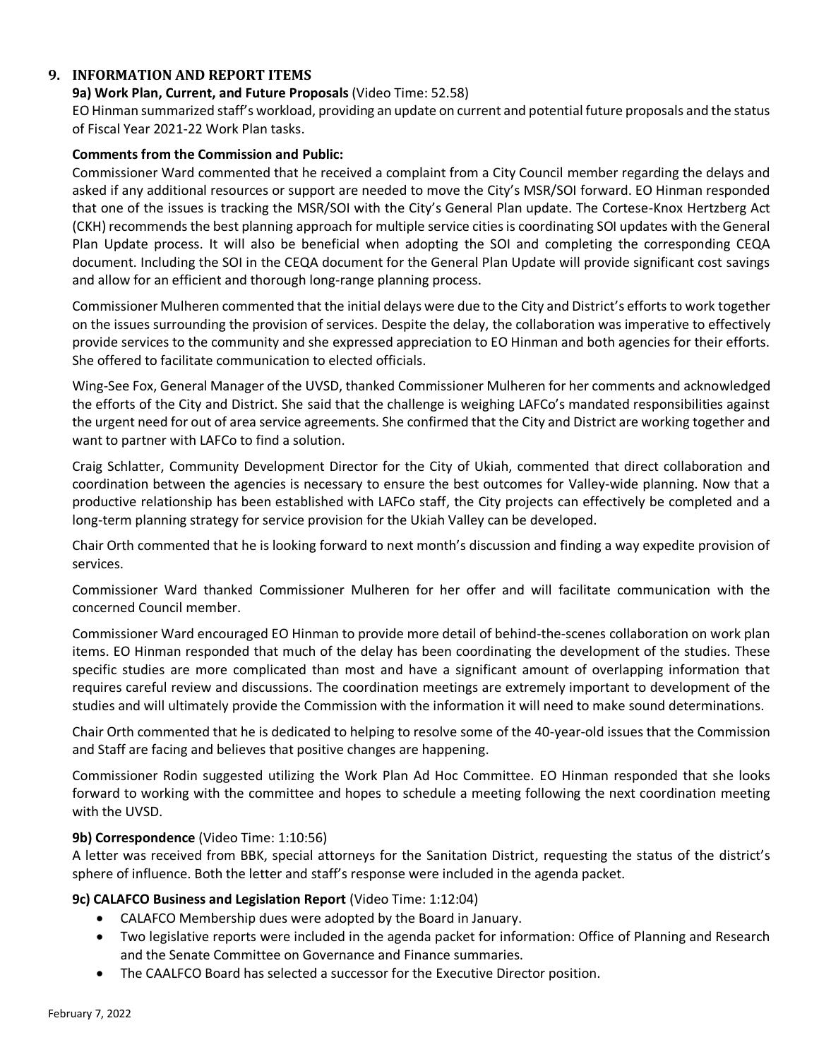## 9. INFORMATION AND REPORT ITEMS

**9a) Work Plan, Current, and Future Proposals** (Video Time: 52.58)

EO Hinman summarized staff's workload, providing an update on current and potential future proposals and the status of Fiscal Year 2021-22 Work Plan tasks.

**Comments from the Commission and Public:**

Commissioner Ward commented that he received a complaint from a City Council member regarding the delays and asked if any additional resources or support are needed to move the City's MSR/SOI forward. EO Hinman responded that one of the issues is tracking the MSR/SOI with the City's General Plan update. The Cortese-Knox Hertzberg Act (CKH) recommends the best planning approach for multiple service cities is coordinating SOI updates with the General Plan Update process. It will also be beneficial when adopting the SOI and completing the corresponding CEQA document. Including the SOI in the CEQA document for the General Plan Update will provide significant cost savings and allow for an efficient and thorough long-range planning process.

Commissioner Mulheren commented that the initial delays were due to the City and District's efforts to work together on the issues surrounding the provision of services. Despite the delay, the collaboration was imperative to effectively provide services to the community and she expressed appreciation to EO Hinman and both agencies for their efforts. She offered to facilitate communication to elected officials.

Wing-See Fox, General Manager of the UVSD, thanked Commissioner Mulheren for her comments and acknowledged the efforts of the City and District. She said that the challenge is weighing LAFCo's mandated responsibilities against the urgent need for out of area service agreements. She confirmed that the City and District are working together and want to partner with LAFCo to find a solution.

Craig Schlatter, Community Development Director for the City of Ukiah, commented that direct collaboration and coordination between the agencies is necessary to ensure the best outcomes for Valley-wide planning. Now that a productive relationship has been established with LAFCo staff, the City projects can effectively be completed and a long-term planning strategy for service provision for the Ukiah Valley can be developed.

Chair Orth commented that he is looking forward to next month's discussion and finding a way expedite provision of services.

Commissioner Ward thanked Commissioner Mulheren for her offer and will facilitate communication with the concerned Council member.

Commissioner Ward encouraged EO Hinman to provide more detail of behind-the-scenes collaboration on work plan items. EO Hinman responded that much of the delay has been coordinating the development of the studies. These specific studies are more complicated than most and have a significant amount of overlapping information that requires careful review and discussions. The coordination meetings are extremely important to development of the studies and will ultimately provide the Commission with the information it will need to make sound determinations.

Chair Orth commented that he is dedicated to helping to resolve some of the 40-year-old issues that the Commission and Staff are facing and believes that positive changes are happening.

Commissioner Rodin suggested utilizing the Work Plan Ad Hoc Committee. EO Hinman responded that she looks forward to working with the committee and hopes to schedule a meeting following the next coordination meeting with the UVSD.

**9b) Correspondence** (Video Time: 1:10:56)

A letter was received from BBK, special attorneys for the Sanitation District, requesting the status of the district's sphere of influence. Both the letter and staff's response were included in the agenda packet.

**9c) CALAFCO Business and Legislation Report** (Video Time: 1:12:04)

- CALAFCO Membership dues were adopted by the Board in January.
- Two legislative reports were included in the agenda packet for information: Office of Planning and Research and the Senate Committee on Governance and Finance summaries.
- The CAALFCO Board has selected a successor for the Executive Director position.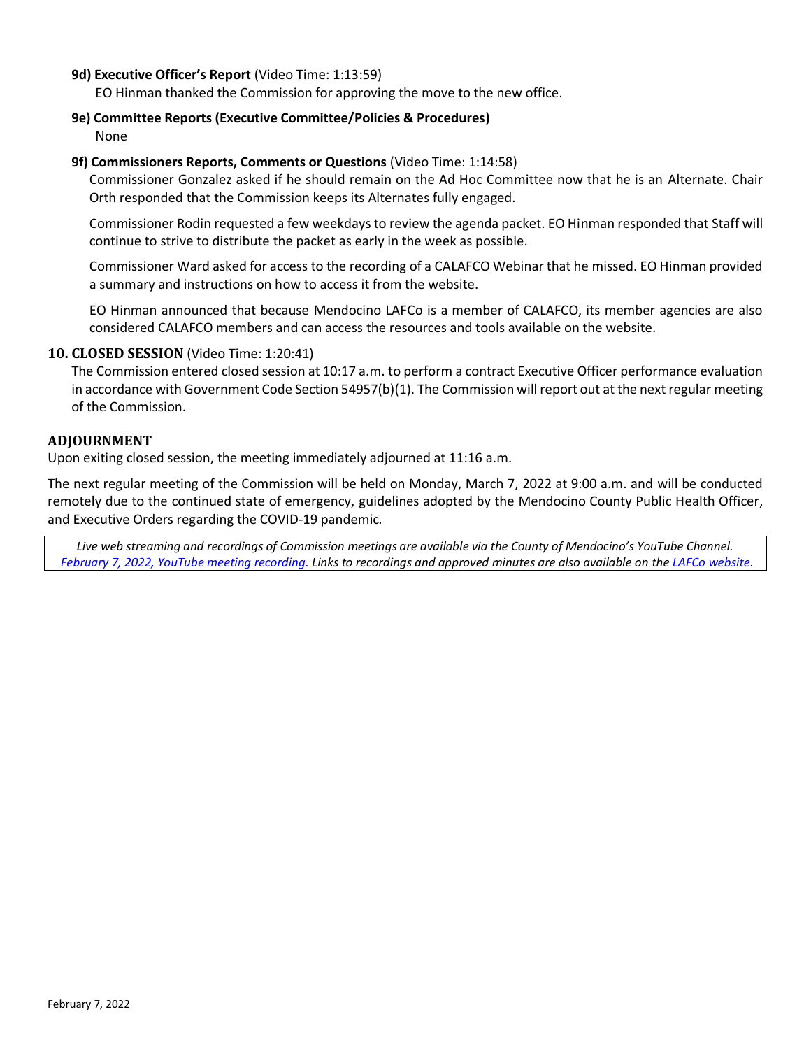**9d) Executive Officer's Report** (Video Time: 1:13:59)

EO Hinman thanked the Commission for approving the move to the new office.

**9e) Committee Reports (Executive Committee/Policies & Procedures)**

None

**9f) Commissioners Reports, Comments or Questions** (Video Time: 1:14:58)

Commissioner Gonzalez asked if he should remain on the Ad Hoc Committee now that he is an Alternate. Chair Orth responded that the Commission keeps its Alternates fully engaged.

Commissioner Rodin requested a few weekdays to review the agenda packet. EO Hinman responded that Staff will continue to strive to distribute the packet as early in the week as possible.

Commissioner Ward asked for access to the recording of a CALAFCO Webinar that he missed. EO Hinman provided a summary and instructions on how to access it from the website.

EO Hinman announced that because Mendocino LAFCo is a member of CALAFCO, its member agencies are also considered CALAFCO members and can access the resources and tools available on the website.

**10. CLOSED SESSION** (Video Time: 1:20:41)

The Commission entered closed session at 10:17 a.m. to perform a contract Executive Officer performance evaluation in accordance with Government Code Section 54957(b)(1). The Commission will report out at the next regular meeting of the Commission.

**ADJOURNMENT**

Upon exiting closed session, the meeting immediately adjourned at 11:16 a.m.

The next regular meeting of the Commission will be held on Monday, March 7, 2022 at 9:00 a.m. and will be conducted remotely due to the continued state of emergency, guidelines adopted by the Mendocino County Public Health Officer, and Executive Orders regarding the COVID-19 pandemic.

*Live web streaming and recordings of Commission meetings are available via the County of Mendocino's YouTube Channel. February 7, 2022, YouTube meeting recording. Links to recordings and approved minutes are also available on the LAFCo website.*